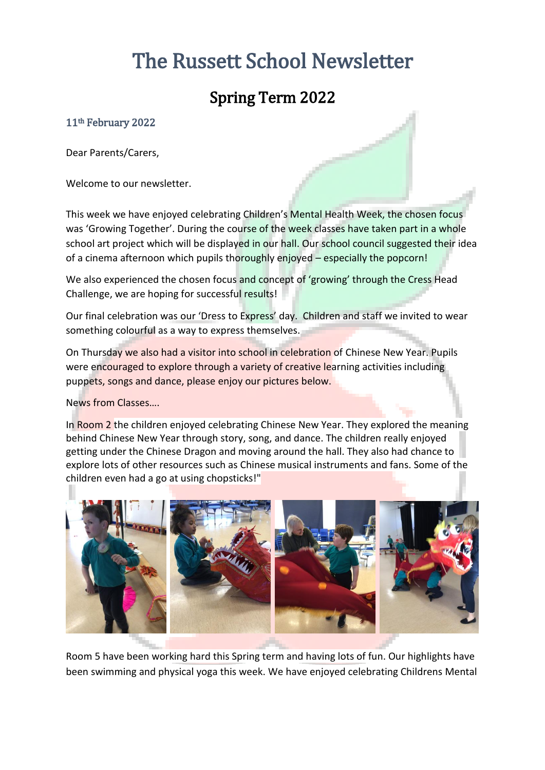# The Russett School Newsletter

## Spring Term 2022

### 11th February 2022

Dear Parents/Carers,

Welcome to our newsletter.

This week we have enjoyed celebrating Children's Mental Health Week, the chosen focus was 'Growing Together'. During the course of the week classes have taken part in a whole school art project which will be displayed in our hall. Our school council suggested their idea of a cinema afternoon which pupils thoroughly enjoyed – especially the popcorn!

We also experienced the chosen focus and concept of 'growing' through the Cress Head Challenge, we are hoping for successful results!

Our final celebration was our 'Dress to Express' day. Children and staff we invited to wear something colourful as a way to express themselves.

On Thursday we also had a visitor into school in celebration of Chinese New Year. Pupils were encouraged to explore through a variety of creative learning activities including puppets, songs and dance, please enjoy our pictures below.

News from Classes….

In Room 2 the children enjoyed celebrating Chinese New Year. They explored the meaning behind Chinese New Year through story, song, and dance. The children really enjoyed getting under the Chinese Dragon and moving around the hall. They also had chance to explore lots of other resources such as Chinese musical instruments and fans. Some of the children even had a go at using chopsticks!"

Room 5 have been working hard this Spring term and having lots of fun. Our highlights have been swimming and physical yoga this week. We have enjoyed celebrating Childrens Mental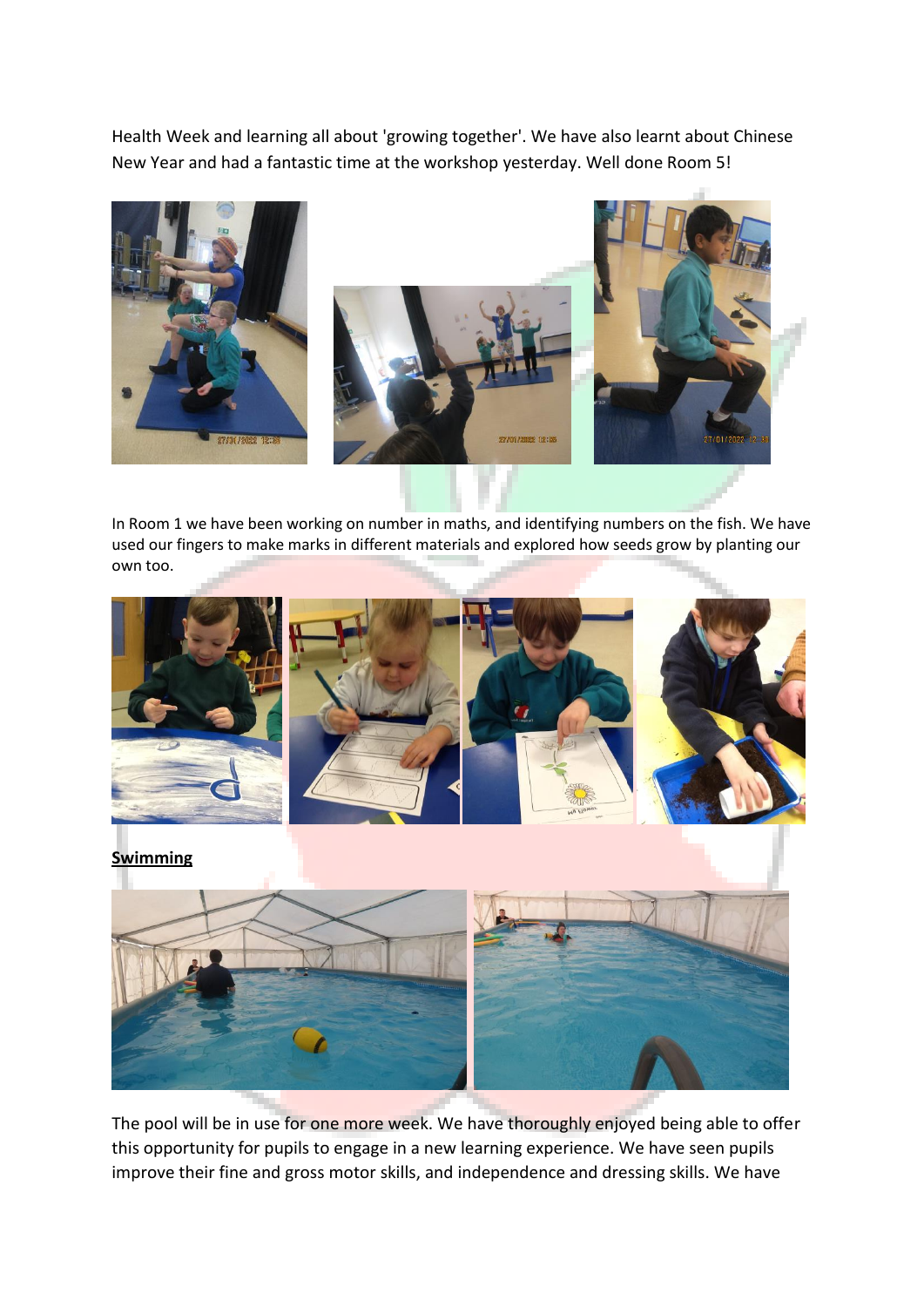Health Week and learning all about 'growing together'. We have also learnt about Chinese New Year and had a fantastic time at the workshop yesterday. Well done Room 5!

In Room 1 we have been working on number in maths, and identifying numbers on the fish. We have used our fingers to make marks in different materials and explored how seeds grow by planting our own too.

**Swimming**

The pool will be in use for one more week. We have thoroughly enjoyed being able to offer this opportunity for pupils to engage in a new learning experience. We have seen pupils improve their fine and gross motor skills, and independence and dressing skills. We have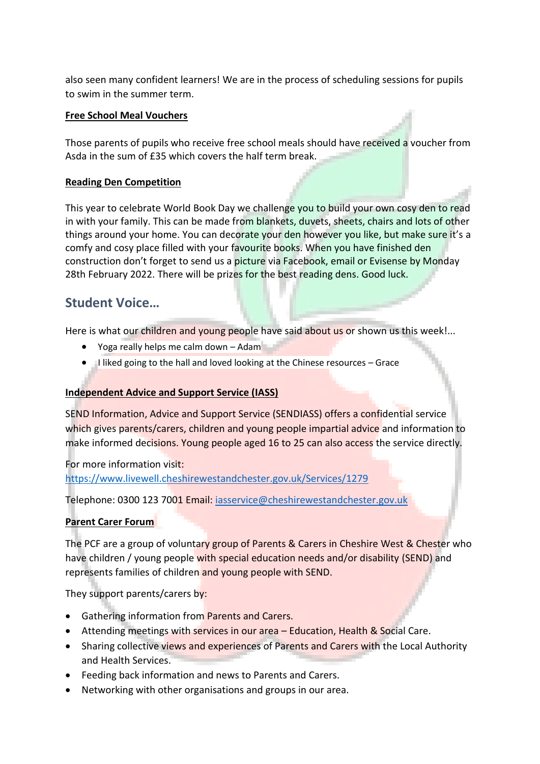also seen many confident learners! We are in the process of scheduling sessions for pupils to swim in the summer term.

**Free School Meal Vouchers**

Those parents of pupils who receive free school meals should have received a voucher from Asda in the sum of £35 which covers the half term break.

**Reading Den Competition**

This year to celebrate World Book Day we challenge you to build your own cosy den to read in with your family. This can be made from blankets, duvets, sheets, chairs and lots of other things around your home. You can decorate your den however you like, but make sure it's a comfy and cosy place filled with your favourite books. When you have finished den construction don't forget to send us a picture via Facebook, email or Evisense by Monday 28th February 2022. There will be prizes for the best reading dens. Good luck.

## Student Voice…

Here is what our children and young people have said about us or shown us this week!...

- Yoga really helps me calm down – Adam
- I liked going to the hall and loved looking at the Chinese resources – Grace

**Independent Advice and Support Service (IASS)**

SEND Information, Advice and Support Service (SENDIASS) offers a confidential service which gives parents/carers, children and young people impartial advice and information to make informed decisions. Young people aged 16 to 25 can also access the service directly.

For more information visit:
https://www.livewell.cheshirewestandchester.gov.uk/Services/1279

Telephone: 0300 123 7001 Email: iasservice@cheshirewestandchester.gov.uk

**Parent Carer Forum**

The PCF are a group of voluntary group of Parents & Carers in Cheshire West & Chester who have children / young people with special education needs and/or disability (SEND) and represents families of children and young people with SEND.

They support parents/carers by:

- Gathering information from Parents and Carers.
- Attending meetings with services in our area – Education, Health & Social Care.
- Sharing collective views and experiences of Parents and Carers with the Local Authority and Health Services.
- Feeding back information and news to Parents and Carers.
- Networking with other organisations and groups in our area.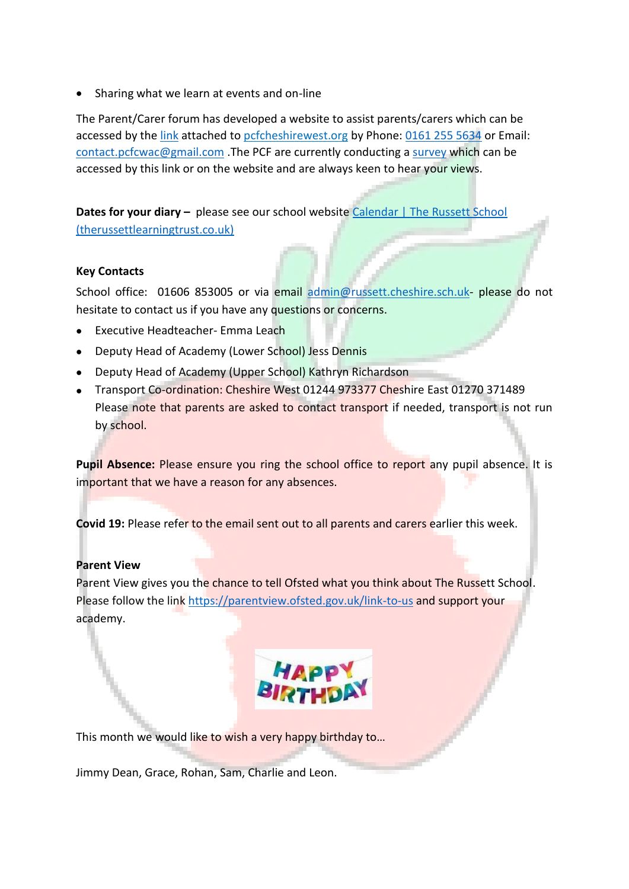- Sharing what we learn at events and on-line

The Parent/Carer forum has developed a website to assist parents/carers which can be accessed by the link attached to pcfcheshirewest.org by Phone: 0161 255 5634 or Email: contact.pcfcwac@gmail.com .The PCF are currently conducting a survey which can be accessed by this link or on the website and are always keen to hear your views.

**Dates for your diary –** please see our school website Calendar | The Russett School (therussettlearningtrust.co.uk)

**Key Contacts**

School office: 01606 853005 or via email admin@russett.cheshire.sch.uk- please do not hesitate to contact us if you have any questions or concerns.

- Executive Headteacher- Emma Leach
- Deputy Head of Academy (Lower School) Jess Dennis
- Deputy Head of Academy (Upper School) Kathryn Richardson
- Transport Co-ordination: Cheshire West 01244 973377 Cheshire East 01270 371489 Please note that parents are asked to contact transport if needed, transport is not run by school.

**Pupil Absence:** Please ensure you ring the school office to report any pupil absence. It is important that we have a reason for any absences.

**Covid 19:** Please refer to the email sent out to all parents and carers earlier this week.

**Parent View**

Parent View gives you the chance to tell Ofsted what you think about The Russett School. Please follow the link https://parentview.ofsted.gov.uk/link-to-us and support your academy.

HAPPY BIRTHDAY

This month we would like to wish a very happy birthday to…

Jimmy Dean, Grace, Rohan, Sam, Charlie and Leon.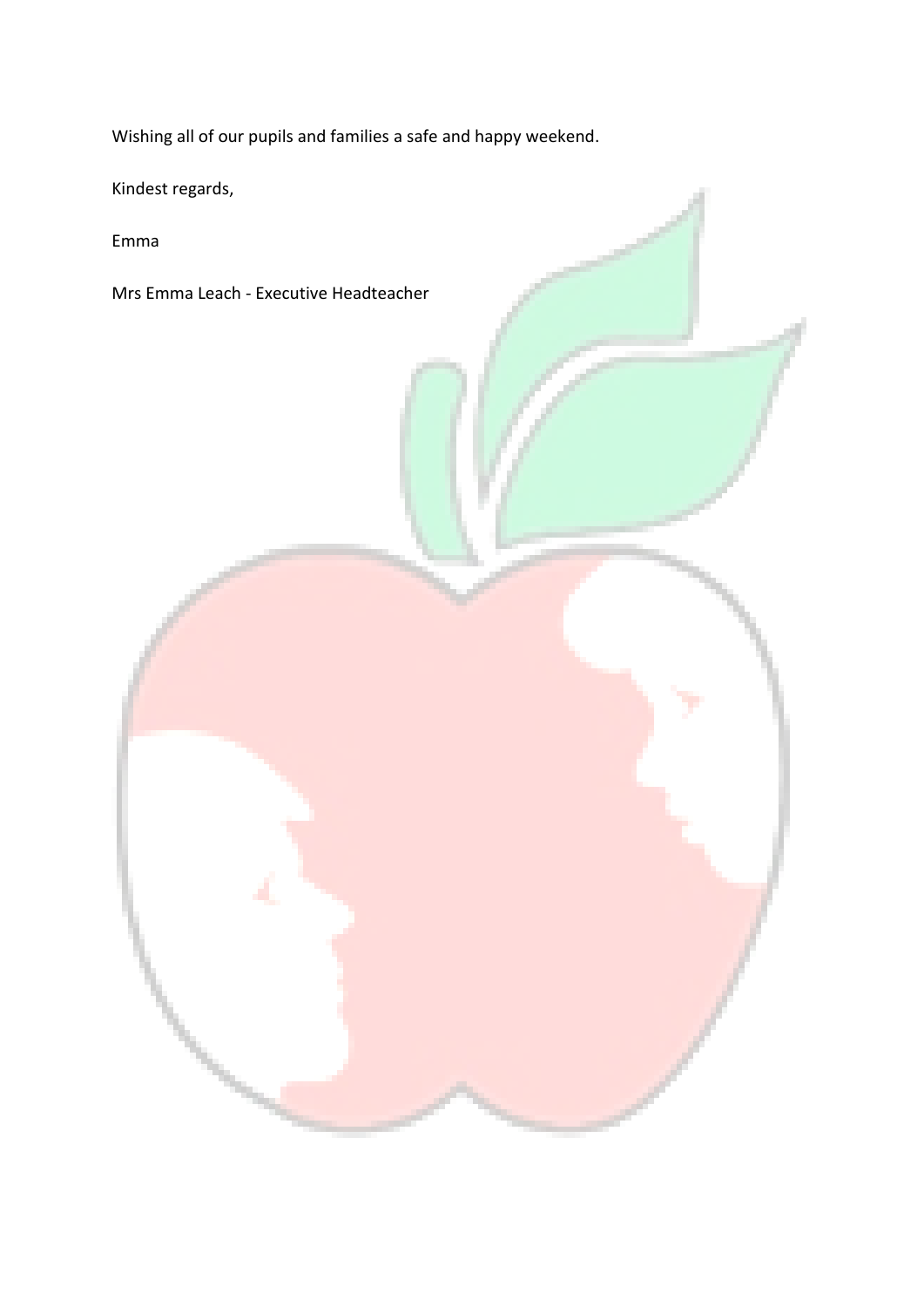Wishing all of our pupils and families a safe and happy weekend.

Kindest regards,

Emma

Mrs Emma Leach - Executive Headteacher